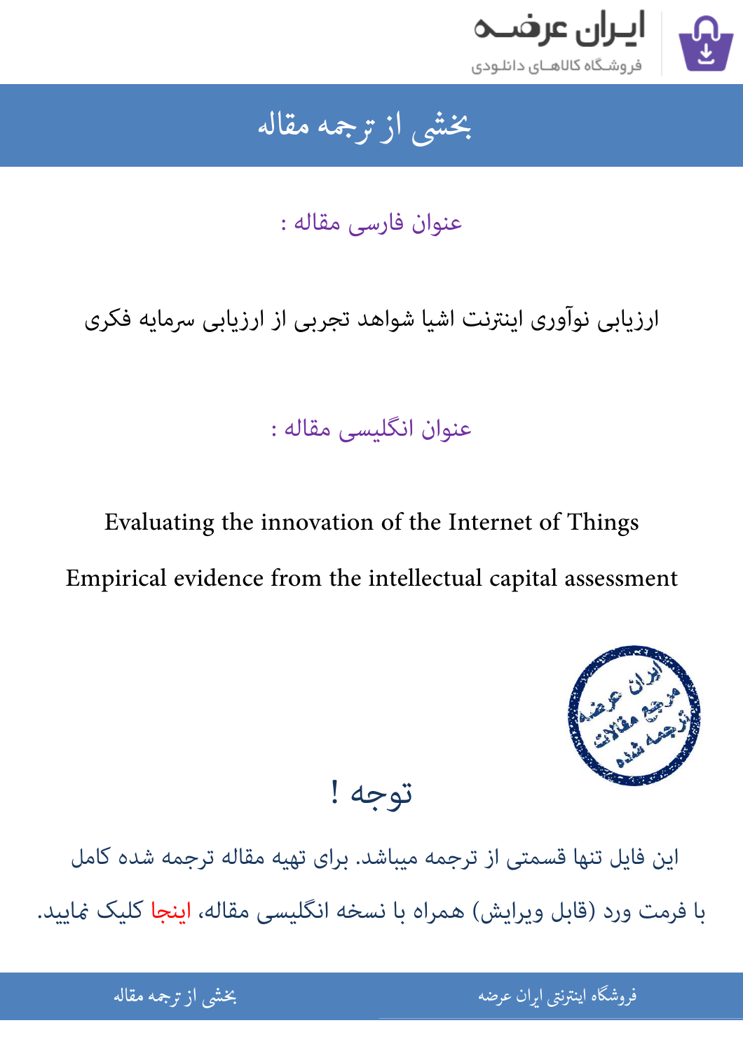# بخشی از ترجمه مقاله

## عنوان فارسی مقاله :

ارزیابی نوآوری اینترنت اشیا شواهد تجربی از ارزیابی سرمایه فکری

## عنوان انگلیسی مقاله :

Evaluating the innovation of the Internet of Things

Empirical evidence from the intellectual capital assessment

## توجه !

این فایل تنها قسمتی از ترجمه میباشد. برای تهیه مقاله ترجمه شده کامل با فرمت ورد (قابل ویرایش) همراه با نسخه انگلیسی مقاله، اینجا کلیک نمایید.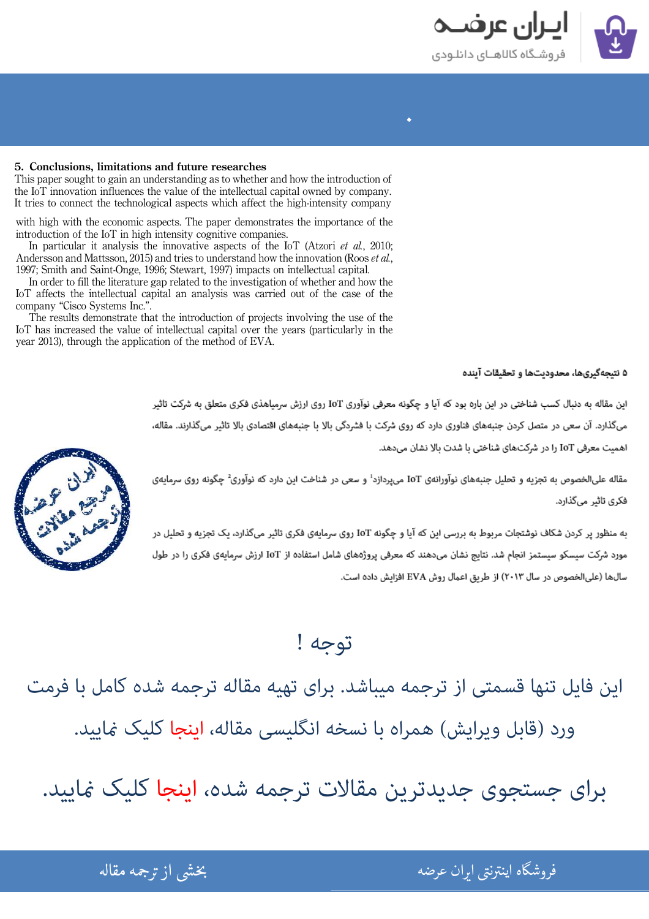### 5. Conclusions, limitations and future researches

This paper sought to gain an understanding as to whether and how the introduction of the IoT innovation influences the value of the intellectual capital owned by company. It tries to connect the technological aspects which affect the high-intensity company with high with the economic aspects. The paper demonstrates the importance of the introduction of the IoT in high intensity cognitive companies.

In particular it analysis the innovative aspects of the IoT (Atzori *et al.*, 2010; Andersson and Mattsson, 2015) and tries to understand how the innovation (Roos *et al.*, 1997; Smith and Saint-Onge, 1996; Stewart, 1997) impacts on intellectual capital.

In order to fill the literature gap related to the investigation of whether and how the IoT affects the intellectual capital an analysis was carried out of the case of the company "Cisco Systems Inc.".

The results demonstrate that the introduction of projects involving the use of the IoT has increased the value of intellectual capital over the years (particularly in the year 2013), through the application of the method of EVA.

**۵ نتیجه‌گیری‌ها، محدودیت‌ها و تحقیقات آینده**

این مقاله به دنبال کسب شناختی در این باره بود که آیا و چگونه معرفی نوآوری IoT روی ارزش سرمایه‌ی فکری متعلق به شرکت تاثیر می‌گذارد. آن سعی در متصل کردن جنبه‌های فناوری دارد که روی شرکت با فشردگی بالا با جنبه‌های اقتصادی بالا تاثیر می‌گذارند. مقاله، اهمیت معرفی IoT را در شرکت‌های شناختی با شدت بالا نشان می‌دهد.

مقاله علی‌الخصوص به تجزیه و تحلیل جنبه‌های نوآورانه‌ی IoT می‌پردازد[1] و سعی در شناخت این دارد که نوآوری[2] چگونه روی سرمایه‌ی فکری تاثیر می‌گذارد.

به منظور پر کردن شکاف نوشتجات مربوط به بررسی این که آیا و چگونه IoT روی سرمایه‌ی فکری تاثیر می‌گذارد، یک تجزیه و تحلیل در مورد شرکت سیسکو سیستمز انجام شد. نتایج نشان می‌دهند که معرفی پروژه‌های شامل استفاده از IoT ارزش سرمایه‌ی فکری را در طول سال‌ها (علی‌الخصوص در سال ۲۰۱۳) از طریق اعمال روش EVA افزایش داده است.

توجه !

این فایل تنها قسمتی از ترجمه میباشد. برای تهیه مقاله ترجمه شده کامل با فرمت ورد (قابل ویرایش) همراه با نسخه انگلیسی مقاله، اینجا کلیک نمایید.

برای جستجوی جدیدترین مقالات ترجمه شده، اینجا کلیک نمایید.